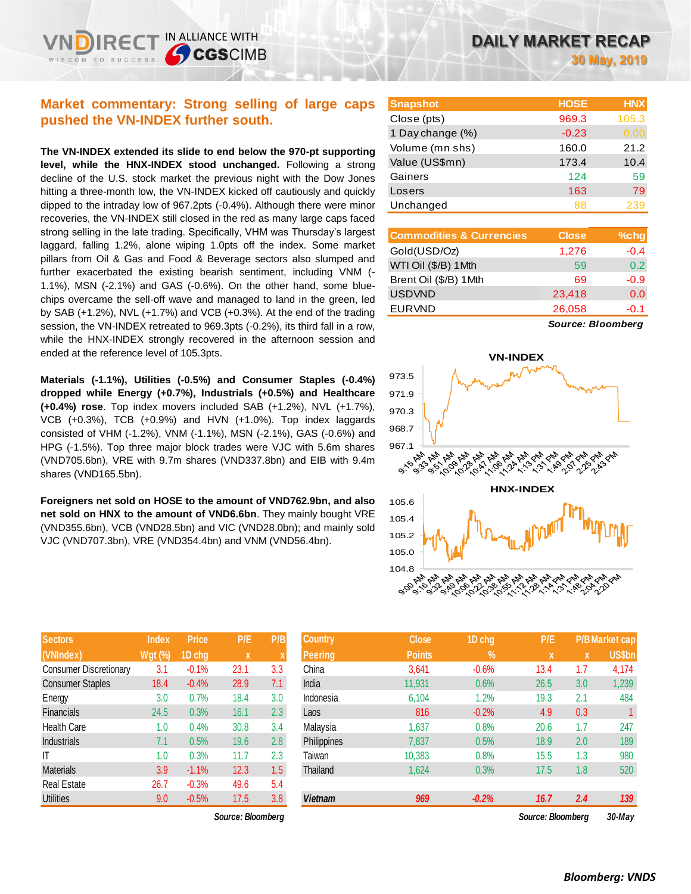# DAILY MARKET RECAP

**30 May, 2019**

## Market commentary: Strong selling of large caps pushed the VN-INDEX further south.

**The VN-INDEX extended its slide to end below the 970-pt supporting level, while the HNX-INDEX stood unchanged.** Following a strong decline of the U.S. stock market the previous night with the Dow Jones hitting a three-month low, the VN-INDEX kicked off cautiously and quickly dipped to the intraday low of 967.2pts (-0.4%). Although there were minor recoveries, the VN-INDEX still closed in the red as many large caps faced strong selling in the late trading. Specifically, VHM was Thursday's largest laggard, falling 1.2%, alone wiping 1.0pts off the index. Some market pillars from Oil & Gas and Food & Beverage sectors also slumped and further exacerbated the existing bearish sentiment, including VNM (-1.1%), MSN (-2.1%) and GAS (-0.6%). On the other hand, some blue-chips overcame the sell-off wave and managed to land in the green, led by SAB (+1.2%), NVL (+1.7%) and VCB (+0.3%). At the end of the trading session, the VN-INDEX retreated to 969.3pts (-0.2%), its third fall in a row, while the HNX-INDEX strongly recovered in the afternoon session and ended at the reference level of 105.3pts.

**Materials (-1.1%), Utilities (-0.5%) and Consumer Staples (-0.4%) dropped while Energy (+0.7%), Industrials (+0.5%) and Healthcare (+0.4%) rose**. Top index movers included SAB (+1.2%), NVL (+1.7%), VCB (+0.3%), TCB (+0.9%) and HVN (+1.0%). Top index laggards consisted of VHM (-1.2%), VNM (-1.1%), MSN (-2.1%), GAS (-0.6%) and HPG (-1.5%). Top three major block trades were VJC with 5.6m shares (VND705.6bn), VRE with 9.7m shares (VND337.8bn) and EIB with 9.4m shares (VND165.5bn).

**Foreigners net sold on HOSE to the amount of VND762.9bn, and also net sold on HNX to the amount of VND6.6bn**. They mainly bought VRE (VND355.6bn), VCB (VND28.5bn) and VIC (VND28.0bn); and mainly sold VJC (VND707.3bn), VRE (VND354.4bn) and VNM (VND56.4bn).

| Snapshot | HOSE | HNX |
|---|---|---|
| Close (pts) | 969.3 | 105.3 |
| 1 Day change (%) | -0.23 | 0.00 |
| Volume (mn shs) | 160.0 | 21.2 |
| Value (US$mn) | 173.4 | 10.4 |
| Gainers | 124 | 59 |
| Losers | 163 | 79 |
| Unchanged | 88 | 239 |

| Commodities & Currencies | Close | %chg |
|---|---|---|
| Gold(USD/Oz) | 1,276 | -0.4 |
| WTI Oil ($/B) 1Mth | 59 | 0.2 |
| Brent Oil ($/B) 1Mth | 69 | -0.9 |
| USDVND | 23,418 | 0.0 |
| EURVND | 26,058 | -0.1 |

*Source: Bloomberg*

| Sectors (VNIndex) | Index Wgt (%) | Price 1D chg | P/E x | P/B x |
|---|---|---|---|---|
| Consumer Discretionary | 3.1 | -0.1% | 23.1 | 3.3 |
| Consumer Staples | 18.4 | -0.4% | 28.9 | 7.1 |
| Energy | 3.0 | 0.7% | 18.4 | 3.0 |
| Financials | 24.5 | 0.3% | 16.1 | 2.3 |
| Health Care | 1.0 | 0.4% | 30.8 | 3.4 |
| Industrials | 7.1 | 0.5% | 19.6 | 2.8 |
| IT | 1.0 | 0.3% | 11.7 | 2.3 |
| Materials | 3.9 | -1.1% | 12.3 | 1.5 |
| Real Estate | 26.7 | -0.3% | 49.6 | 5.4 |
| Utilities | 9.0 | -0.5% | 17.5 | 3.8 |

*Source: Bloomberg*

| Country Peering | Close Points | 1D chg % | P/E x | P/B x | Market cap US$bn |
|---|---|---|---|---|---|
| China | 3,641 | -0.6% | 13.4 | 1.7 | 4,174 |
| India | 11,931 | 0.6% | 26.5 | 3.0 | 1,239 |
| Indonesia | 6,104 | 1.2% | 19.3 | 2.1 | 484 |
| Laos | 816 | -0.2% | 4.9 | 0.3 | 1 |
| Malaysia | 1,637 | 0.8% | 20.6 | 1.7 | 247 |
| Philippines | 7,837 | 0.5% | 18.9 | 2.0 | 189 |
| Taiwan | 10,383 | 0.8% | 15.5 | 1.3 | 980 |
| Thailand | 1,624 | 0.3% | 17.5 | 1.8 | 520 |
| **Vietnam** | **969** | **-0.2%** | **16.7** | **2.4** | **139** |

*Source: Bloomberg 30-May*

*Bloomberg: VNDS*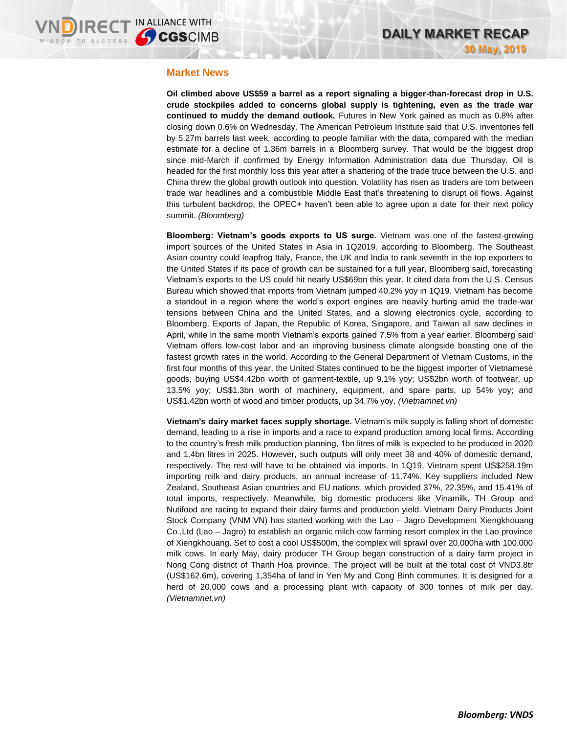## Market News

**Oil climbed above US$59 a barrel as a report signaling a bigger-than-forecast drop in U.S. crude stockpiles added to concerns global supply is tightening, even as the trade war continued to muddy the demand outlook.** Futures in New York gained as much as 0.8% after closing down 0.6% on Wednesday. The American Petroleum Institute said that U.S. inventories fell by 5.27m barrels last week, according to people familiar with the data, compared with the median estimate for a decline of 1.36m barrels in a Bloomberg survey. That would be the biggest drop since mid-March if confirmed by Energy Information Administration data due Thursday. Oil is headed for the first monthly loss this year after a shattering of the trade truce between the U.S. and China threw the global growth outlook into question. Volatility has risen as traders are torn between trade war headlines and a combustible Middle East that's threatening to disrupt oil flows. Against this turbulent backdrop, the OPEC+ haven't been able to agree upon a date for their next policy summit. *(Bloomberg)*

**Bloomberg: Vietnam's goods exports to US surge.** Vietnam was one of the fastest-growing import sources of the United States in Asia in 1Q2019, according to Bloomberg. The Southeast Asian country could leapfrog Italy, France, the UK and India to rank seventh in the top exporters to the United States if its pace of growth can be sustained for a full year, Bloomberg said, forecasting Vietnam's exports to the US could hit nearly US$69bn this year. It cited data from the U.S. Census Bureau which showed that imports from Vietnam jumped 40.2% yoy in 1Q19. Vietnam has become a standout in a region where the world's export engines are heavily hurting amid the trade-war tensions between China and the United States, and a slowing electronics cycle, according to Bloomberg. Exports of Japan, the Republic of Korea, Singapore, and Taiwan all saw declines in April, while in the same month Vietnam's exports gained 7.5% from a year earlier. Bloomberg said Vietnam offers low-cost labor and an improving business climate alongside boasting one of the fastest growth rates in the world. According to the General Department of Vietnam Customs, in the first four months of this year, the United States continued to be the biggest importer of Vietnamese goods, buying US$4.42bn worth of garment-textile, up 9.1% yoy; US$2bn worth of footwear, up 13.5% yoy; US$1.3bn worth of machinery, equipment, and spare parts, up 54% yoy; and US$1.42bn worth of wood and timber products, up 34.7% yoy. *(Vietnamnet.vn)*

**Vietnam's dairy market faces supply shortage.** Vietnam's milk supply is falling short of domestic demand, leading to a rise in imports and a race to expand production among local firms. According to the country's fresh milk production planning, 1bn litres of milk is expected to be produced in 2020 and 1.4bn litres in 2025. However, such outputs will only meet 38 and 40% of domestic demand, respectively. The rest will have to be obtained via imports. In 1Q19, Vietnam spent US$258.19m importing milk and dairy products, an annual increase of 11.74%. Key suppliers included New Zealand, Southeast Asian countries and EU nations, which provided 37%, 22.35%, and 15.41% of total imports, respectively. Meanwhile, big domestic producers like Vinamilk, TH Group and Nutifood are racing to expand their dairy farms and production yield. Vietnam Dairy Products Joint Stock Company (VNM VN) has started working with the Lao – Jagro Development Xiengkhouang Co.,Ltd (Lao – Jagro) to establish an organic milch cow farming resort complex in the Lao province of Xiengkhouang. Set to cost a cool US$500m, the complex will sprawl over 20,000ha with 100,000 milk cows. In early May, dairy producer TH Group began construction of a dairy farm project in Nong Cong district of Thanh Hoa province. The project will be built at the total cost of VND3.8tr (US$162.6m), covering 1,354ha of land in Yen My and Cong Binh communes. It is designed for a herd of 20,000 cows and a processing plant with capacity of 300 tonnes of milk per day. *(Vietnamnet.vn)*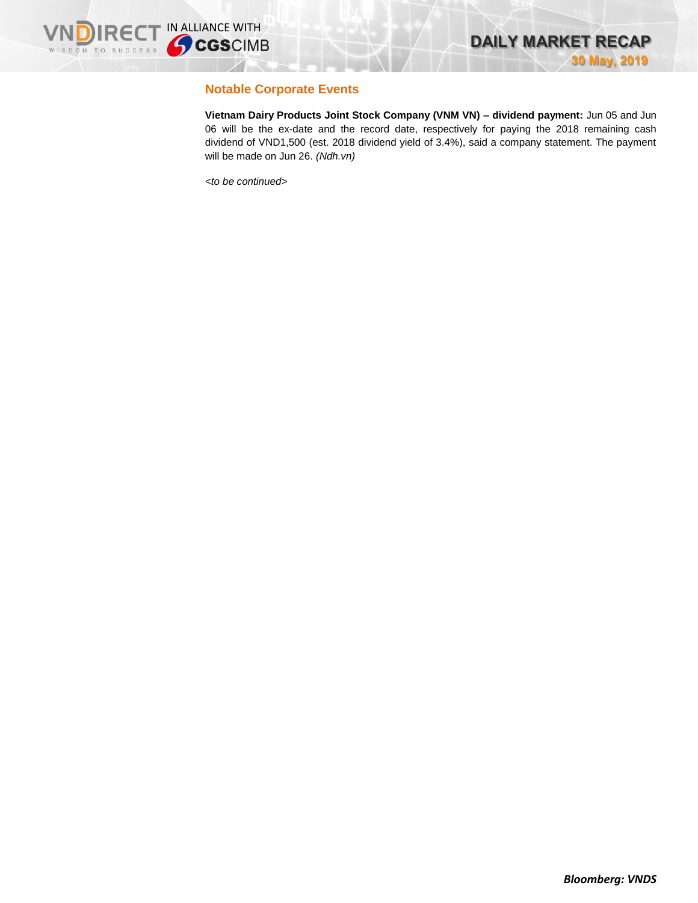## Notable Corporate Events

**Vietnam Dairy Products Joint Stock Company (VNM VN) – dividend payment:** Jun 05 and Jun 06 will be the ex-date and the record date, respectively for paying the 2018 remaining cash dividend of VND1,500 (est. 2018 dividend yield of 3.4%), said a company statement. The payment will be made on Jun 26. *(Ndh.vn)*

*<to be continued>*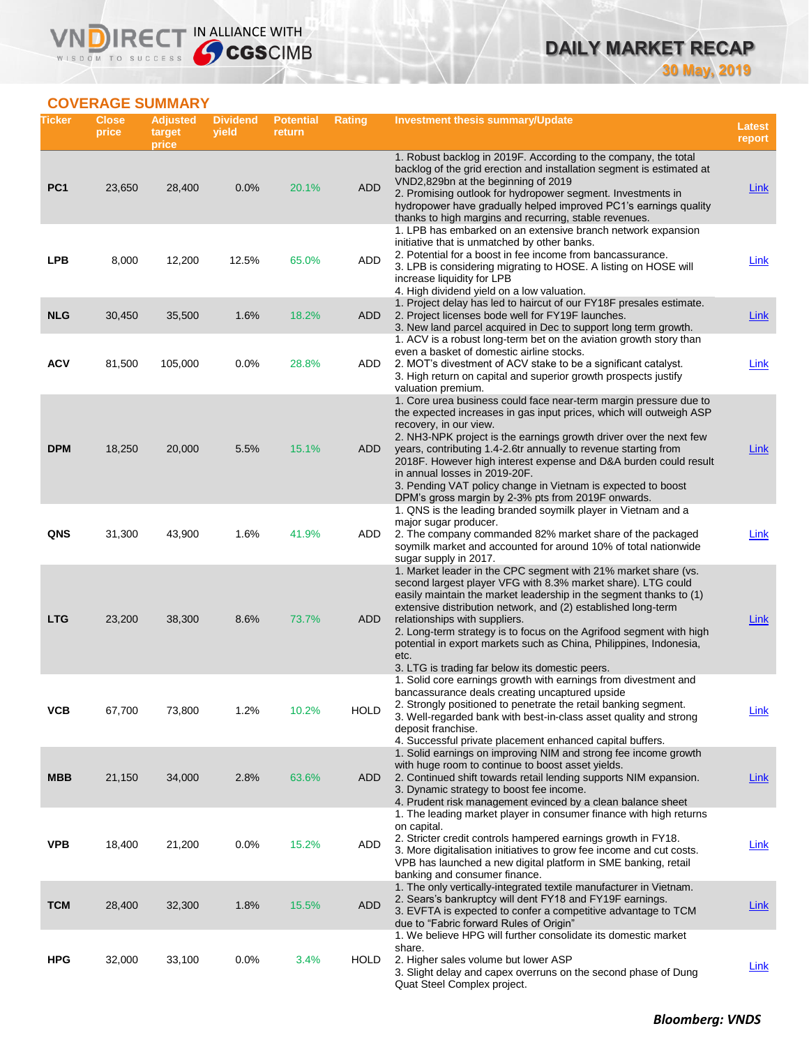## COVERAGE SUMMARY

| Ticker | Close price | Adjusted target price | Dividend yield | Potential return | Rating | Investment thesis summary/Update | Latest report |
|---|---|---|---|---|---|---|---|
| PC1 | 23,650 | 28,400 | 0.0% | 20.1% | ADD | 1. Robust backlog in 2019F. According to the company, the total backlog of the grid erection and installation segment is estimated at VND2,829bn at the beginning of 2019<br>2. Promising outlook for hydropower segment. Investments in hydropower have gradually helped improved PC1's earnings quality thanks to high margins and recurring, stable revenues. | Link |
| LPB | 8,000 | 12,200 | 12.5% | 65.0% | ADD | 1. LPB has embarked on an extensive branch network expansion initiative that is unmatched by other banks.<br>2. Potential for a boost in fee income from bancassurance.<br>3. LPB is considering migrating to HOSE. A listing on HOSE will increase liquidity for LPB<br>4. High dividend yield on a low valuation. | Link |
| NLG | 30,450 | 35,500 | 1.6% | 18.2% | ADD | 1. Project delay has led to haircut of our FY18F presales estimate.<br>2. Project licenses bode well for FY19F launches.<br>3. New land parcel acquired in Dec to support long term growth. | Link |
| ACV | 81,500 | 105,000 | 0.0% | 28.8% | ADD | 1. ACV is a robust long-term bet on the aviation growth story than even a basket of domestic airline stocks.<br>2. MOT's divestment of ACV stake to be a significant catalyst.<br>3. High return on capital and superior growth prospects justify valuation premium. | Link |
| DPM | 18,250 | 20,000 | 5.5% | 15.1% | ADD | 1. Core urea business could face near-term margin pressure due to the expected increases in gas input prices, which will outweigh ASP recovery, in our view.<br>2. NH3-NPK project is the earnings growth driver over the next few years, contributing 1.4-2.6tr annually to revenue starting from 2018F. However high interest expense and D&A burden could result in annual losses in 2019-20F.<br>3. Pending VAT policy change in Vietnam is expected to boost DPM's gross margin by 2-3% pts from 2019F onwards. | Link |
| QNS | 31,300 | 43,900 | 1.6% | 41.9% | ADD | 1. QNS is the leading branded soymilk player in Vietnam and a major sugar producer.<br>2. The company commanded 82% market share of the packaged soymilk market and accounted for around 10% of total nationwide sugar supply in 2017. | Link |
| LTG | 23,200 | 38,300 | 8.6% | 73.7% | ADD | 1. Market leader in the CPC segment with 21% market share (vs. second largest player VFG with 8.3% market share). LTG could easily maintain the market leadership in the segment thanks to (1) extensive distribution network, and (2) established long-term relationships with suppliers.<br>2. Long-term strategy is to focus on the Agrifood segment with high potential in export markets such as China, Philippines, Indonesia, etc.<br>3. LTG is trading far below its domestic peers. | Link |
| VCB | 67,700 | 73,800 | 1.2% | 10.2% | HOLD | 1. Solid core earnings growth with earnings from divestment and bancassurance deals creating uncaptured upside<br>2. Strongly positioned to penetrate the retail banking segment.<br>3. Well-regarded bank with best-in-class asset quality and strong deposit franchise.<br>4. Successful private placement enhanced capital buffers. | Link |
| MBB | 21,150 | 34,000 | 2.8% | 63.6% | ADD | 1. Solid earnings on improving NIM and strong fee income growth with huge room to continue to boost asset yields.<br>2. Continued shift towards retail lending supports NIM expansion.<br>3. Dynamic strategy to boost fee income.<br>4. Prudent risk management evinced by a clean balance sheet | Link |
| VPB | 18,400 | 21,200 | 0.0% | 15.2% | ADD | 1. The leading market player in consumer finance with high returns on capital.<br>2. Stricter credit controls hampered earnings growth in FY18.<br>3. More digitalisation initiatives to grow fee income and cut costs. VPB has launched a new digital platform in SME banking, retail banking and consumer finance. | Link |
| TCM | 28,400 | 32,300 | 1.8% | 15.5% | ADD | 1. The only vertically-integrated textile manufacturer in Vietnam.<br>2. Sears's bankruptcy will dent FY18 and FY19F earnings.<br>3. EVFTA is expected to confer a competitive advantage to TCM due to "Fabric forward Rules of Origin" | Link |
| HPG | 32,000 | 33,100 | 0.0% | 3.4% | HOLD | 1. We believe HPG will further consolidate its domestic market share.<br>2. Higher sales volume but lower ASP<br>3. Slight delay and capex overruns on the second phase of Dung Quat Steel Complex project. | Link |

***Bloomberg: VNDS***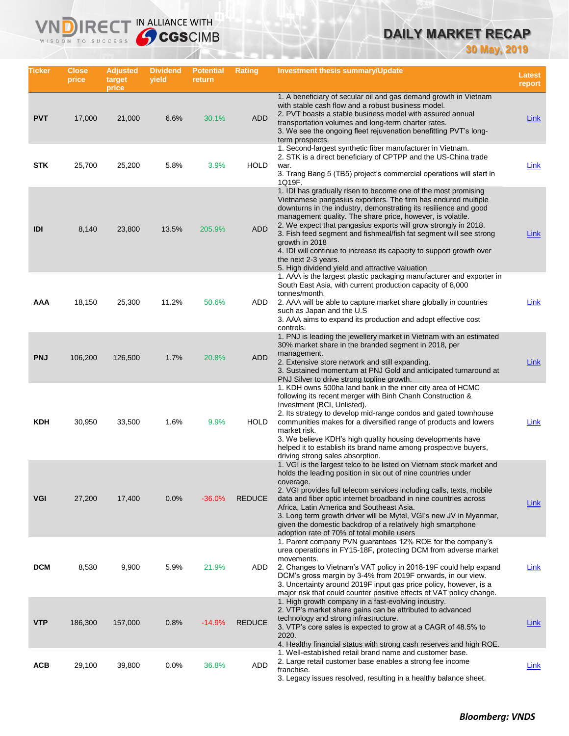# DAILY MARKET RECAP

**30 May, 2019**

| Ticker | Close price | Adjusted target price | Dividend yield | Potential return | Rating | Investment thesis summary/Update | Latest report |
|---|---|---|---|---|---|---|---|
| **PVT** | 17,000 | 21,000 | 6.6% | 30.1% | ADD | 1. A beneficiary of secular oil and gas demand growth in Vietnam with stable cash flow and a robust business model.<br>2. PVT boasts a stable business model with assured annual transportation volumes and long-term charter rates.<br>3. We see the ongoing fleet rejuvenation benefitting PVT's long-term prospects. | Link |
| **STK** | 25,700 | 25,200 | 5.8% | 3.9% | HOLD | 1. Second-largest synthetic fiber manufacturer in Vietnam.<br>2. STK is a direct beneficiary of CPTPP and the US-China trade war.<br>3. Trang Bang 5 (TB5) project's commercial operations will start in 1Q19F. | Link |
| **IDI** | 8,140 | 23,800 | 13.5% | 205.9% | ADD | 1. IDI has gradually risen to become one of the most promising Vietnamese pangasius exporters. The firm has endured multiple downturns in the industry, demonstrating its resilience and good management quality. The share price, however, is volatile.<br>2. We expect that pangasius exports will grow strongly in 2018.<br>3. Fish feed segment and fishmeal/fish fat segment will see strong growth in 2018<br>4. IDI will continue to increase its capacity to support growth over the next 2-3 years.<br>5. High dividend yield and attractive valuation | Link |
| **AAA** | 18,150 | 25,300 | 11.2% | 50.6% | ADD | 1. AAA is the largest plastic packaging manufacturer and exporter in South East Asia, with current production capacity of 8,000 tonnes/month.<br>2. AAA will be able to capture market share globally in countries such as Japan and the U.S<br>3. AAA aims to expand its production and adopt effective cost controls. | Link |
| **PNJ** | 106,200 | 126,500 | 1.7% | 20.8% | ADD | 1. PNJ is leading the jewellery market in Vietnam with an estimated 30% market share in the branded segment in 2018, per management.<br>2. Extensive store network and still expanding.<br>3. Sustained momentum at PNJ Gold and anticipated turnaround at PNJ Silver to drive strong topline growth. | Link |
| **KDH** | 30,950 | 33,500 | 1.6% | 9.9% | HOLD | 1. KDH owns 500ha land bank in the inner city area of HCMC following its recent merger with Binh Chanh Construction & Investment (BCI, Unlisted).<br>2. Its strategy to develop mid-range condos and gated townhouse communities makes for a diversified range of products and lowers market risk.<br>3. We believe KDH's high quality housing developments have helped it to establish its brand name among prospective buyers, driving strong sales absorption. | Link |
| **VGI** | 27,200 | 17,400 | 0.0% | -36.0% | REDUCE | 1. VGI is the largest telco to be listed on Vietnam stock market and holds the leading position in six out of nine countries under coverage.<br>2. VGI provides full telecom services including calls, texts, mobile data and fiber optic internet broadband in nine countries across Africa, Latin America and Southeast Asia.<br>3. Long term growth driver will be Mytel, VGI's new JV in Myanmar, given the domestic backdrop of a relatively high smartphone adoption rate of 70% of total mobile users | Link |
| **DCM** | 8,530 | 9,900 | 5.9% | 21.9% | ADD | 1. Parent company PVN guarantees 12% ROE for the company's urea operations in FY15-18F, protecting DCM from adverse market movements.<br>2. Changes to Vietnam's VAT policy in 2018-19F could help expand DCM's gross margin by 3-4% from 2019F onwards, in our view.<br>3. Uncertainty around 2019F input gas price policy, however, is a major risk that could counter positive effects of VAT policy change. | Link |
| **VTP** | 186,300 | 157,000 | 0.8% | -14.9% | REDUCE | 1. High growth company in a fast-evolving industry.<br>2. VTP's market share gains can be attributed to advanced technology and strong infrastructure.<br>3. VTP's core sales is expected to grow at a CAGR of 48.5% to 2020.<br>4. Healthy financial status with strong cash reserves and high ROE. | Link |
| **ACB** | 29,100 | 39,800 | 0.0% | 36.8% | ADD | 1. Well-established retail brand name and customer base.<br>2. Large retail customer base enables a strong fee income franchise.<br>3. Legacy issues resolved, resulting in a healthy balance sheet. | Link |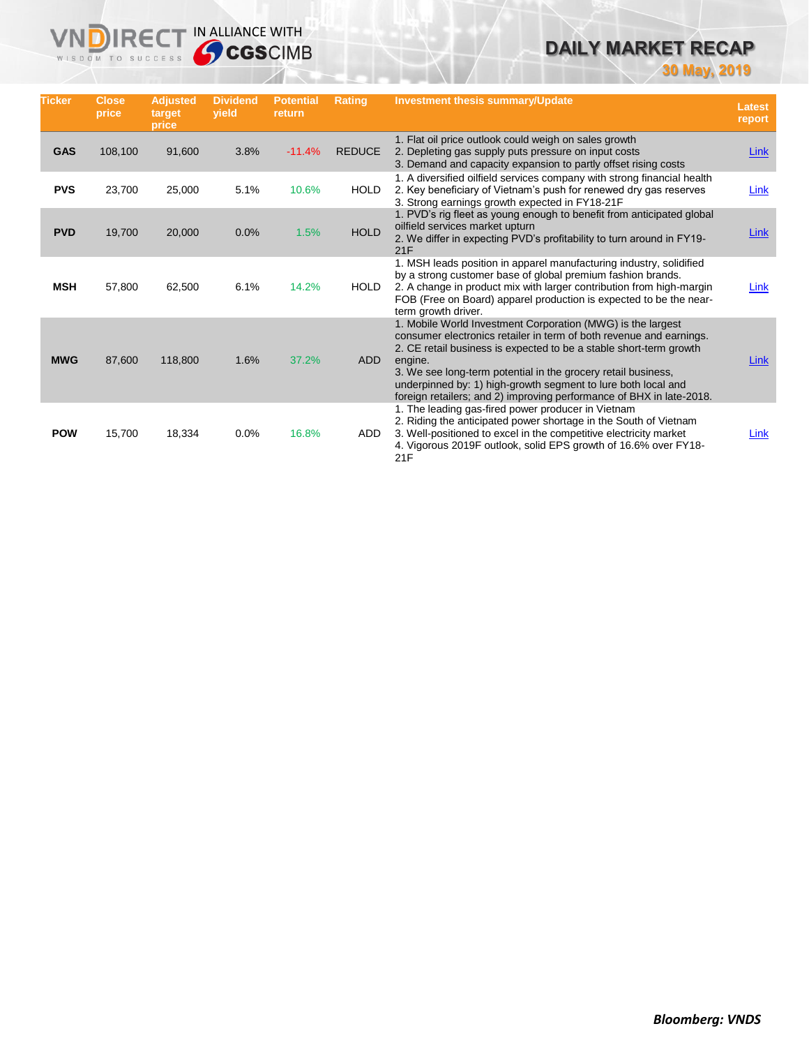| Ticker | Close price | Adjusted target price | Dividend yield | Potential return | Rating | Investment thesis summary/Update | Latest report |
|---|---|---|---|---|---|---|---|
| GAS | 108,100 | 91,600 | 3.8% | -11.4% | REDUCE | 1. Flat oil price outlook could weigh on sales growth<br>2. Depleting gas supply puts pressure on input costs<br>3. Demand and capacity expansion to partly offset rising costs | Link |
| PVS | 23,700 | 25,000 | 5.1% | 10.6% | HOLD | 1. A diversified oilfield services company with strong financial health<br>2. Key beneficiary of Vietnam's push for renewed dry gas reserves<br>3. Strong earnings growth expected in FY18-21F | Link |
| PVD | 19,700 | 20,000 | 0.0% | 1.5% | HOLD | 1. PVD's rig fleet as young enough to benefit from anticipated global oilfield services market upturn<br>2. We differ in expecting PVD's profitability to turn around in FY19-21F | Link |
| MSH | 57,800 | 62,500 | 6.1% | 14.2% | HOLD | 1. MSH leads position in apparel manufacturing industry, solidified by a strong customer base of global premium fashion brands.<br>2. A change in product mix with larger contribution from high-margin FOB (Free on Board) apparel production is expected to be the near-term growth driver. | Link |
| MWG | 87,600 | 118,800 | 1.6% | 37.2% | ADD | 1. Mobile World Investment Corporation (MWG) is the largest consumer electronics retailer in term of both revenue and earnings.<br>2. CE retail business is expected to be a stable short-term growth engine.<br>3. We see long-term potential in the grocery retail business, underpinned by: 1) high-growth segment to lure both local and foreign retailers; and 2) improving performance of BHX in late-2018. | Link |
| POW | 15,700 | 18,334 | 0.0% | 16.8% | ADD | 1. The leading gas-fired power producer in Vietnam<br>2. Riding the anticipated power shortage in the South of Vietnam<br>3. Well-positioned to excel in the competitive electricity market<br>4. Vigorous 2019F outlook, solid EPS growth of 16.6% over FY18-21F | Link |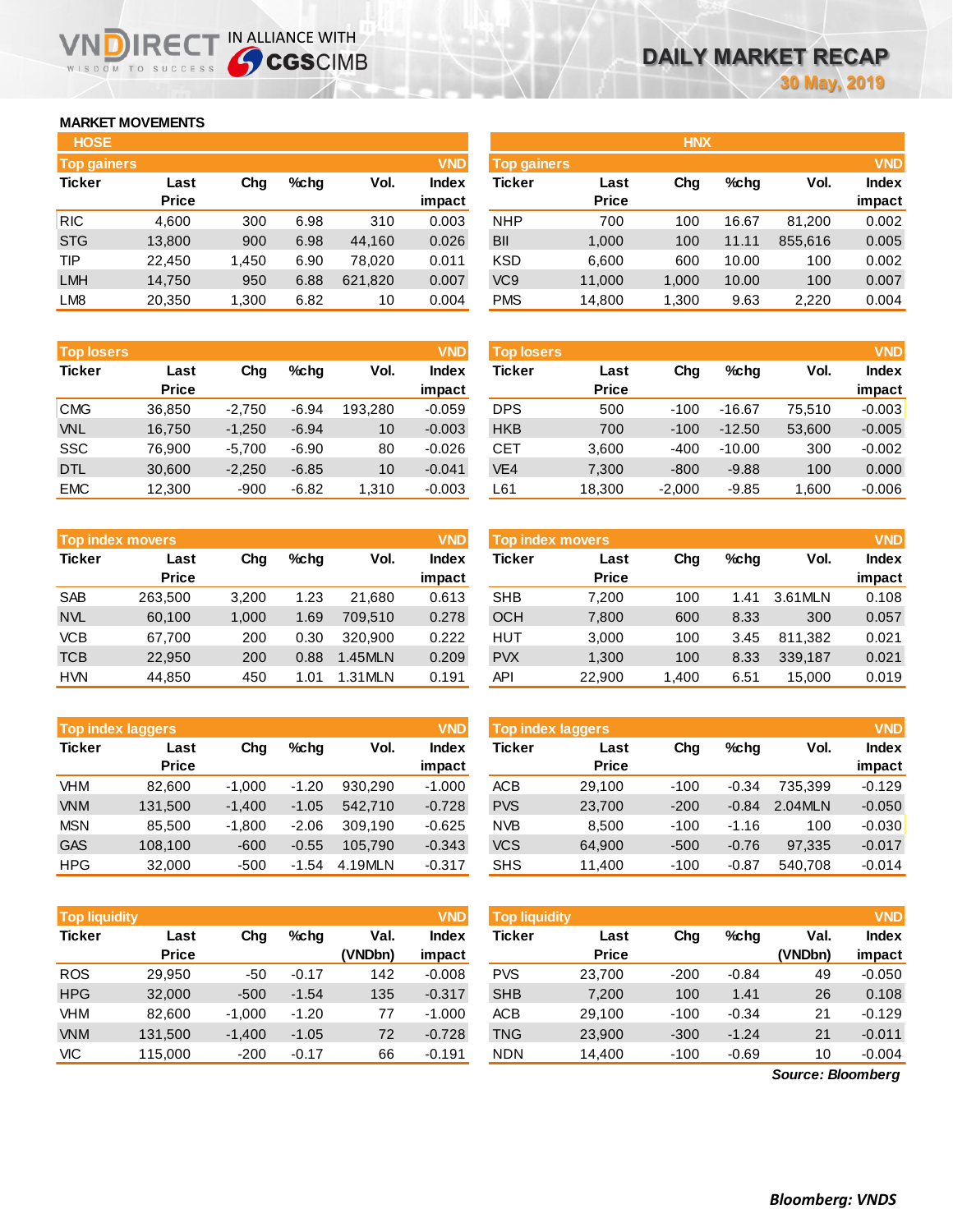# DAILY MARKET RECAP

30 May, 2019

## MARKET MOVEMENTS

### HOSE

**Top gainers** (VND)

| Ticker | Last Price | Chg | %chg | Vol. | Index impact |
|---|---|---|---|---|---|
| RIC | 4,600 | 300 | 6.98 | 310 | 0.003 |
| STG | 13,800 | 900 | 6.98 | 44,160 | 0.026 |
| TIP | 22,450 | 1,450 | 6.90 | 78,020 | 0.011 |
| LMH | 14,750 | 950 | 6.88 | 621,820 | 0.007 |
| LM8 | 20,350 | 1,300 | 6.82 | 10 | 0.004 |

**Top losers** (VND)

| Ticker | Last Price | Chg | %chg | Vol. | Index impact |
|---|---|---|---|---|---|
| CMG | 36,850 | -2,750 | -6.94 | 193,280 | -0.059 |
| VNL | 16,750 | -1,250 | -6.94 | 10 | -0.003 |
| SSC | 76,900 | -5,700 | -6.90 | 80 | -0.026 |
| DTL | 30,600 | -2,250 | -6.85 | 10 | -0.041 |
| EMC | 12,300 | -900 | -6.82 | 1,310 | -0.003 |

**Top index movers** (VND)

| Ticker | Last Price | Chg | %chg | Vol. | Index impact |
|---|---|---|---|---|---|
| SAB | 263,500 | 3,200 | 1.23 | 21,680 | 0.613 |
| NVL | 60,100 | 1,000 | 1.69 | 709,510 | 0.278 |
| VCB | 67,700 | 200 | 0.30 | 320,900 | 0.222 |
| TCB | 22,950 | 200 | 0.88 | 1.45MLN | 0.209 |
| HVN | 44,850 | 450 | 1.01 | 1.31MLN | 0.191 |

**Top index laggers** (VND)

| Ticker | Last Price | Chg | %chg | Vol. | Index impact |
|---|---|---|---|---|---|
| VHM | 82,600 | -1,000 | -1.20 | 930,290 | -1.000 |
| VNM | 131,500 | -1,400 | -1.05 | 542,710 | -0.728 |
| MSN | 85,500 | -1,800 | -2.06 | 309,190 | -0.625 |
| GAS | 108,100 | -600 | -0.55 | 105,790 | -0.343 |
| HPG | 32,000 | -500 | -1.54 | 4.19MLN | -0.317 |

**Top liquidity** (VND)

| Ticker | Last Price | Chg | %chg | Val. (VNDbn) | Index impact |
|---|---|---|---|---|---|
| ROS | 29,950 | -50 | -0.17 | 142 | -0.008 |
| HPG | 32,000 | -500 | -1.54 | 135 | -0.317 |
| VHM | 82,600 | -1,000 | -1.20 | 77 | -1.000 |
| VNM | 131,500 | -1,400 | -1.05 | 72 | -0.728 |
| VIC | 115,000 | -200 | -0.17 | 66 | -0.191 |

### HNX

**Top gainers** (VND)

| Ticker | Last Price | Chg | %chg | Vol. | Index impact |
|---|---|---|---|---|---|
| NHP | 700 | 100 | 16.67 | 81,200 | 0.002 |
| BII | 1,000 | 100 | 11.11 | 855,616 | 0.005 |
| KSD | 6,600 | 600 | 10.00 | 100 | 0.002 |
| VC9 | 11,000 | 1,000 | 10.00 | 100 | 0.007 |
| PMS | 14,800 | 1,300 | 9.63 | 2,220 | 0.004 |

**Top losers** (VND)

| Ticker | Last Price | Chg | %chg | Vol. | Index impact |
|---|---|---|---|---|---|
| DPS | 500 | -100 | -16.67 | 75,510 | -0.003 |
| HKB | 700 | -100 | -12.50 | 53,600 | -0.005 |
| CET | 3,600 | -400 | -10.00 | 300 | -0.002 |
| VE4 | 7,300 | -800 | -9.88 | 100 | 0.000 |
| L61 | 18,300 | -2,000 | -9.85 | 1,600 | -0.006 |

**Top index movers** (VND)

| Ticker | Last Price | Chg | %chg | Vol. | Index impact |
|---|---|---|---|---|---|
| SHB | 7,200 | 100 | 1.41 | 3.61MLN | 0.108 |
| OCH | 7,800 | 600 | 8.33 | 300 | 0.057 |
| HUT | 3,000 | 100 | 3.45 | 811,382 | 0.021 |
| PVX | 1,300 | 100 | 8.33 | 339,187 | 0.021 |
| API | 22,900 | 1,400 | 6.51 | 15,000 | 0.019 |

**Top index laggers** (VND)

| Ticker | Last Price | Chg | %chg | Vol. | Index impact |
|---|---|---|---|---|---|
| ACB | 29,100 | -100 | -0.34 | 735,399 | -0.129 |
| PVS | 23,700 | -200 | -0.84 | 2.04MLN | -0.050 |
| NVB | 8,500 | -100 | -1.16 | 100 | -0.030 |
| VCS | 64,900 | -500 | -0.76 | 97,335 | -0.017 |
| SHS | 11,400 | -100 | -0.87 | 540,708 | -0.014 |

**Top liquidity** (VND)

| Ticker | Last Price | Chg | %chg | Val. (VNDbn) | Index impact |
|---|---|---|---|---|---|
| PVS | 23,700 | -200 | -0.84 | 49 | -0.050 |
| SHB | 7,200 | 100 | 1.41 | 26 | 0.108 |
| ACB | 29,100 | -100 | -0.34 | 21 | -0.129 |
| TNG | 23,900 | -300 | -1.24 | 21 | -0.011 |
| NDN | 14,400 | -100 | -0.69 | 10 | -0.004 |

*Source: Bloomberg*

***Bloomberg: VNDS***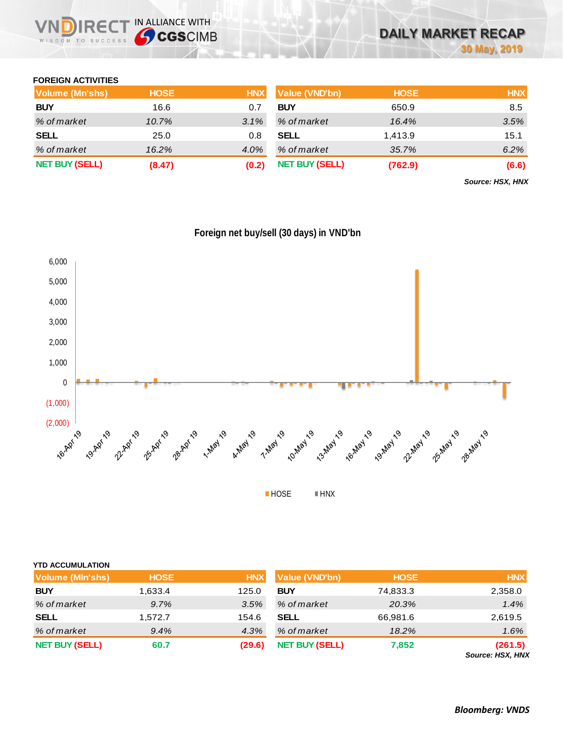## FOREIGN ACTIVITIES

| Volume (Mn'shs) | HOSE | HNX | Value (VND'bn) | HOSE | HNX |
|---|---|---|---|---|---|
| **BUY** | 16.6 | 0.7 | **BUY** | 650.9 | 8.5 |
| *% of market* | *10.7%* | *3.1%* | *% of market* | *16.4%* | *3.5%* |
| **SELL** | 25.0 | 0.8 | **SELL** | 1,413.9 | 15.1 |
| *% of market* | *16.2%* | *4.0%* | *% of market* | *35.7%* | *6.2%* |
| **NET BUY (SELL)** | **(8.47)** | **(0.2)** | **NET BUY (SELL)** | **(762.9)** | **(6.6)** |

***Source: HSX, HNX***

**Foreign net buy/sell (30 days) in VND'bn**

## YTD ACCUMULATION

| Volume (Mln'shs) | HOSE | HNX | Value (VND'bn) | HOSE | HNX |
|---|---|---|---|---|---|
| **BUY** | 1,633.4 | 125.0 | **BUY** | 74,833.3 | 2,358.0 |
| *% of market* | *9.7%* | *3.5%* | *% of market* | *20.3%* | *1.4%* |
| **SELL** | 1,572.7 | 154.6 | **SELL** | 66,981.6 | 2,619.5 |
| *% of market* | *9.4%* | *4.3%* | *% of market* | *18.2%* | *1.6%* |
| **NET BUY (SELL)** | **60.7** | **(29.6)** | **NET BUY (SELL)** | **7,852** | **(261.5)** |

***Source: HSX, HNX***

***Bloomberg: VNDS***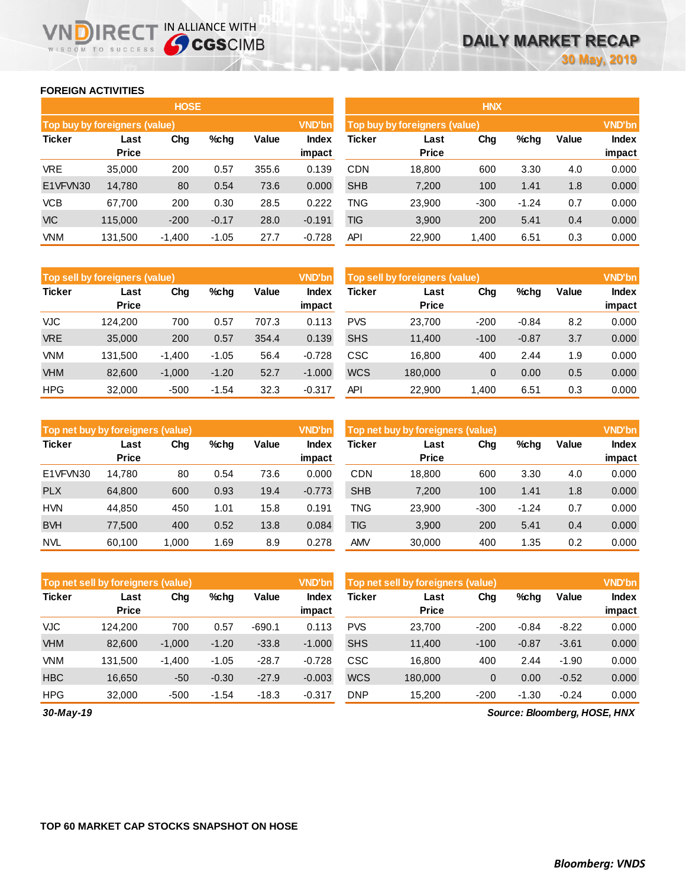## FOREIGN ACTIVITIES

### HOSE

| Top buy by foreigners (value) | | | | | VND'bn |
|---|---|---|---|---|---|
| Ticker | Last Price | Chg | %chg | Value | Index impact |
| VRE | 35,000 | 200 | 0.57 | 355.6 | 0.139 |
| E1VFVN30 | 14,780 | 80 | 0.54 | 73.6 | 0.000 |
| VCB | 67,700 | 200 | 0.30 | 28.5 | 0.222 |
| VIC | 115,000 | -200 | -0.17 | 28.0 | -0.191 |
| VNM | 131,500 | -1,400 | -1.05 | 27.7 | -0.728 |

| Top sell by foreigners (value) | | | | | VND'bn |
|---|---|---|---|---|---|
| Ticker | Last Price | Chg | %chg | Value | Index impact |
| VJC | 124,200 | 700 | 0.57 | 707.3 | 0.113 |
| VRE | 35,000 | 200 | 0.57 | 354.4 | 0.139 |
| VNM | 131,500 | -1,400 | -1.05 | 56.4 | -0.728 |
| VHM | 82,600 | -1,000 | -1.20 | 52.7 | -1.000 |
| HPG | 32,000 | -500 | -1.54 | 32.3 | -0.317 |

| Top net buy by foreigners (value) | | | | | VND'bn |
|---|---|---|---|---|---|
| Ticker | Last Price | Chg | %chg | Value | Index impact |
| E1VFVN30 | 14,780 | 80 | 0.54 | 73.6 | 0.000 |
| PLX | 64,800 | 600 | 0.93 | 19.4 | -0.773 |
| HVN | 44,850 | 450 | 1.01 | 15.8 | 0.191 |
| BVH | 77,500 | 400 | 0.52 | 13.8 | 0.084 |
| NVL | 60,100 | 1,000 | 1.69 | 8.9 | 0.278 |

| Top net sell by foreigners (value) | | | | | VND'bn |
|---|---|---|---|---|---|
| Ticker | Last Price | Chg | %chg | Value | Index impact |
| VJC | 124,200 | 700 | 0.57 | -690.1 | 0.113 |
| VHM | 82,600 | -1,000 | -1.20 | -33.8 | -1.000 |
| VNM | 131,500 | -1,400 | -1.05 | -28.7 | -0.728 |
| HBC | 16,650 | -50 | -0.30 | -27.9 | -0.003 |
| HPG | 32,000 | -500 | -1.54 | -18.3 | -0.317 |

### HNX

| Top buy by foreigners (value) | | | | | VND'bn |
|---|---|---|---|---|---|
| Ticker | Last Price | Chg | %chg | Value | Index impact |
| CDN | 18,800 | 600 | 3.30 | 4.0 | 0.000 |
| SHB | 7,200 | 100 | 1.41 | 1.8 | 0.000 |
| TNG | 23,900 | -300 | -1.24 | 0.7 | 0.000 |
| TIG | 3,900 | 200 | 5.41 | 0.4 | 0.000 |
| API | 22,900 | 1,400 | 6.51 | 0.3 | 0.000 |

| Top sell by foreigners (value) | | | | | VND'bn |
|---|---|---|---|---|---|
| Ticker | Last Price | Chg | %chg | Value | Index impact |
| PVS | 23,700 | -200 | -0.84 | 8.2 | 0.000 |
| SHS | 11,400 | -100 | -0.87 | 3.7 | 0.000 |
| CSC | 16,800 | 400 | 2.44 | 1.9 | 0.000 |
| WCS | 180,000 | 0 | 0.00 | 0.5 | 0.000 |
| API | 22,900 | 1,400 | 6.51 | 0.3 | 0.000 |

| Top net buy by foreigners (value) | | | | | VND'bn |
|---|---|---|---|---|---|
| Ticker | Last Price | Chg | %chg | Value | Index impact |
| CDN | 18,800 | 600 | 3.30 | 4.0 | 0.000 |
| SHB | 7,200 | 100 | 1.41 | 1.8 | 0.000 |
| TNG | 23,900 | -300 | -1.24 | 0.7 | 0.000 |
| TIG | 3,900 | 200 | 5.41 | 0.4 | 0.000 |
| AMV | 30,000 | 400 | 1.35 | 0.2 | 0.000 |

| Top net sell by foreigners (value) | | | | | VND'bn |
|---|---|---|---|---|---|
| Ticker | Last Price | Chg | %chg | Value | Index impact |
| PVS | 23,700 | -200 | -0.84 | -8.22 | 0.000 |
| SHS | 11,400 | -100 | -0.87 | -3.61 | 0.000 |
| CSC | 16,800 | 400 | 2.44 | -1.90 | 0.000 |
| WCS | 180,000 | 0 | 0.00 | -0.52 | 0.000 |
| DNP | 15,200 | -200 | -1.30 | -0.24 | 0.000 |

*30-May-19*

*Source: Bloomberg, HOSE, HNX*

## TOP 60 MARKET CAP STOCKS SNAPSHOT ON HOSE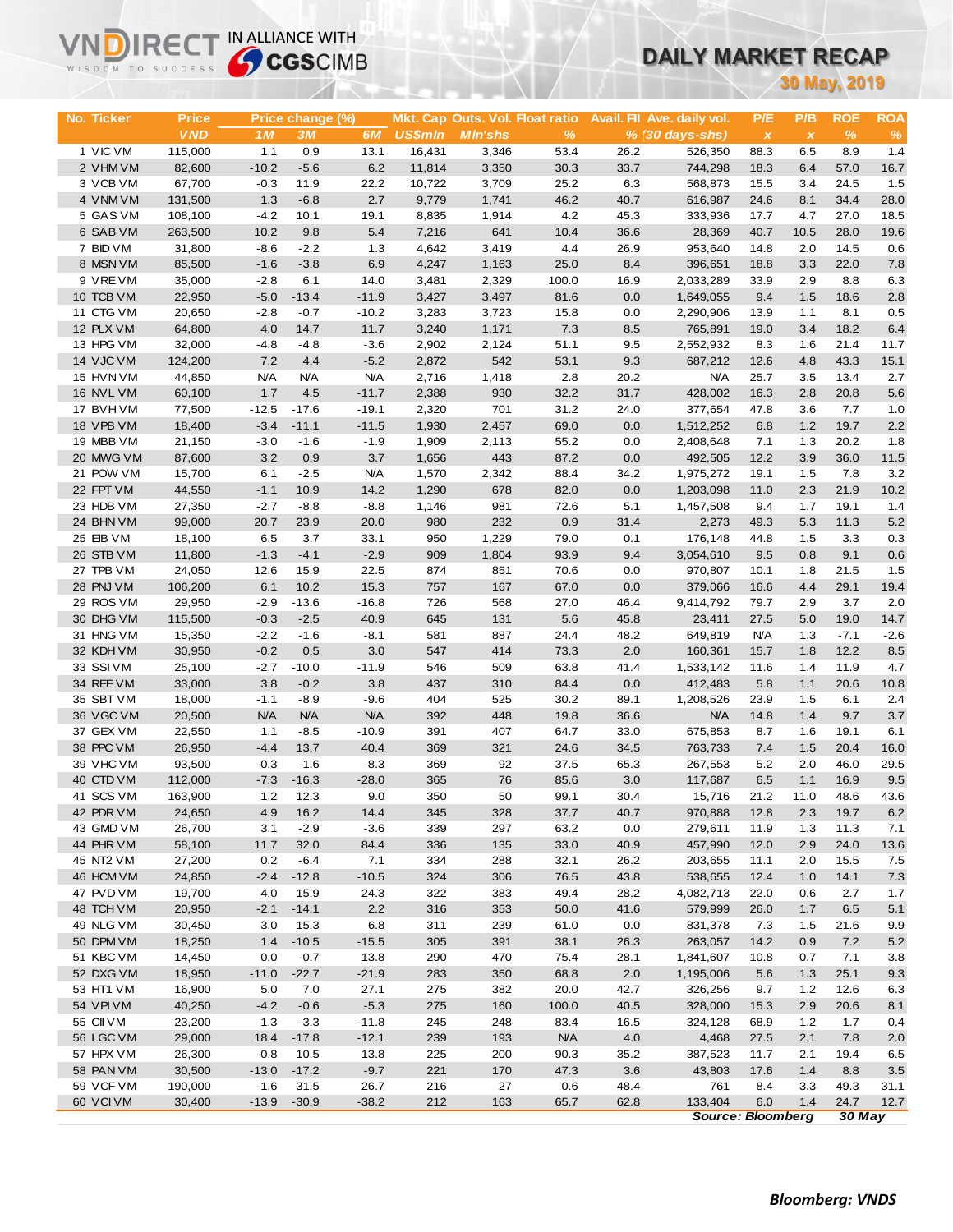# DAILY MARKET RECAP

**30 May, 2019**

| No. | Ticker | Price VND | Price change (%) 1M | 3M | 6M | Mkt. Cap US$mln | Outs. Vol. Mln'shs | Float ratio % | Avail. FII % | Ave. daily vol. (30 days-shs) | P/E x | P/B x | ROE % | ROA % |
|---|---|---|---|---|---|---|---|---|---|---|---|---|---|---|
| 1 | VIC VM | 115,000 | 1.1 | 0.9 | 13.1 | 16,431 | 3,346 | 53.4 | 26.2 | 526,350 | 88.3 | 6.5 | 8.9 | 1.4 |
| 2 | VHM VM | 82,600 | -10.2 | -5.6 | 6.2 | 11,814 | 3,350 | 30.3 | 33.7 | 744,298 | 18.3 | 6.4 | 57.0 | 16.7 |
| 3 | VCB VM | 67,700 | -0.3 | 11.9 | 22.2 | 10,722 | 3,709 | 25.2 | 6.3 | 568,873 | 15.5 | 3.4 | 24.5 | 1.5 |
| 4 | VNM VM | 131,500 | 1.3 | -6.8 | 2.7 | 9,779 | 1,741 | 46.2 | 40.7 | 616,987 | 24.6 | 8.1 | 34.4 | 28.0 |
| 5 | GAS VM | 108,100 | -4.2 | 10.1 | 19.1 | 8,835 | 1,914 | 4.2 | 45.3 | 333,936 | 17.7 | 4.7 | 27.0 | 18.5 |
| 6 | SAB VM | 263,500 | 10.2 | 9.8 | 5.4 | 7,216 | 641 | 10.4 | 36.6 | 28,369 | 40.7 | 10.5 | 28.0 | 19.6 |
| 7 | BID VM | 31,800 | -8.6 | -2.2 | 1.3 | 4,642 | 3,419 | 4.4 | 26.9 | 953,640 | 14.8 | 2.0 | 14.5 | 0.6 |
| 8 | MSN VM | 85,500 | -1.6 | -3.8 | 6.9 | 4,247 | 1,163 | 25.0 | 8.4 | 396,651 | 18.8 | 3.3 | 22.0 | 7.8 |
| 9 | VRE VM | 35,000 | -2.8 | 6.1 | 14.0 | 3,481 | 2,329 | 100.0 | 16.9 | 2,033,289 | 33.9 | 2.9 | 8.8 | 6.3 |
| 10 | TCB VM | 22,950 | -5.0 | -13.4 | -11.9 | 3,427 | 3,497 | 81.6 | 0.0 | 1,649,055 | 9.4 | 1.5 | 18.6 | 2.8 |
| 11 | CTG VM | 20,650 | -2.8 | -0.7 | -10.2 | 3,283 | 3,723 | 15.8 | 0.0 | 2,290,906 | 13.9 | 1.1 | 8.1 | 0.5 |
| 12 | PLX VM | 64,800 | 4.0 | 14.7 | 11.7 | 3,240 | 1,171 | 7.3 | 8.5 | 765,891 | 19.0 | 3.4 | 18.2 | 6.4 |
| 13 | HPG VM | 32,000 | -4.8 | -4.8 | -3.6 | 2,902 | 2,124 | 51.1 | 9.5 | 2,552,932 | 8.3 | 1.6 | 21.4 | 11.7 |
| 14 | VJC VM | 124,200 | 7.2 | 4.4 | -5.2 | 2,872 | 542 | 53.1 | 9.3 | 687,212 | 12.6 | 4.8 | 43.3 | 15.1 |
| 15 | HVN VM | 44,850 | N/A | N/A | N/A | 2,716 | 1,418 | 2.8 | 20.2 | N/A | 25.7 | 3.5 | 13.4 | 2.7 |
| 16 | NVL VM | 60,100 | 1.7 | 4.5 | -11.7 | 2,388 | 930 | 32.2 | 31.7 | 428,002 | 16.3 | 2.8 | 20.8 | 5.6 |
| 17 | BVH VM | 77,500 | -12.5 | -17.6 | -19.1 | 2,320 | 701 | 31.2 | 24.0 | 377,654 | 47.8 | 3.6 | 7.7 | 1.0 |
| 18 | VPB VM | 18,400 | -3.4 | -11.1 | -11.5 | 1,930 | 2,457 | 69.0 | 0.0 | 1,512,252 | 6.8 | 1.2 | 19.7 | 2.2 |
| 19 | MBB VM | 21,150 | -3.0 | -1.6 | -1.9 | 1,909 | 2,113 | 55.2 | 0.0 | 2,408,648 | 7.1 | 1.3 | 20.2 | 1.8 |
| 20 | MWG VM | 87,600 | 3.2 | 0.9 | 3.7 | 1,656 | 443 | 87.2 | 0.0 | 492,505 | 12.2 | 3.9 | 36.0 | 11.5 |
| 21 | POW VM | 15,700 | 6.1 | -2.5 | N/A | 1,570 | 2,342 | 88.4 | 34.2 | 1,975,272 | 19.1 | 1.5 | 7.8 | 3.2 |
| 22 | FPT VM | 44,550 | -1.1 | 10.9 | 14.2 | 1,290 | 678 | 82.0 | 0.0 | 1,203,098 | 11.0 | 2.3 | 21.9 | 10.2 |
| 23 | HDB VM | 27,350 | -2.7 | -8.8 | -8.8 | 1,146 | 981 | 72.6 | 5.1 | 1,457,508 | 9.4 | 1.7 | 19.1 | 1.4 |
| 24 | BHN VM | 99,000 | 20.7 | 23.9 | 20.0 | 980 | 232 | 0.9 | 31.4 | 2,273 | 49.3 | 5.3 | 11.3 | 5.2 |
| 25 | EIB VM | 18,100 | 6.5 | 3.7 | 33.1 | 950 | 1,229 | 79.0 | 0.1 | 176,148 | 44.8 | 1.5 | 3.3 | 0.3 |
| 26 | STB VM | 11,800 | -1.3 | -4.1 | -2.9 | 909 | 1,804 | 93.9 | 9.4 | 3,054,610 | 9.5 | 0.8 | 9.1 | 0.6 |
| 27 | TPB VM | 24,050 | 12.6 | 15.9 | 22.5 | 874 | 851 | 70.6 | 0.0 | 970,807 | 10.1 | 1.8 | 21.5 | 1.5 |
| 28 | PNJ VM | 106,200 | 6.1 | 10.2 | 15.3 | 757 | 167 | 67.0 | 0.0 | 379,066 | 16.6 | 4.4 | 29.1 | 19.4 |
| 29 | ROS VM | 29,950 | -2.9 | -13.6 | -16.8 | 726 | 568 | 27.0 | 46.4 | 9,414,792 | 79.7 | 2.9 | 3.7 | 2.0 |
| 30 | DHG VM | 115,500 | -0.3 | -2.5 | 40.9 | 645 | 131 | 5.6 | 45.8 | 23,411 | 27.5 | 5.0 | 19.0 | 14.7 |
| 31 | HNG VM | 15,350 | -2.2 | -1.6 | -8.1 | 581 | 887 | 24.4 | 48.2 | 649,819 | N/A | 1.3 | -7.1 | -2.6 |
| 32 | KDH VM | 30,950 | -0.2 | 0.5 | 3.0 | 547 | 414 | 73.3 | 2.0 | 160,361 | 15.7 | 1.8 | 12.2 | 8.5 |
| 33 | SSI VM | 25,100 | -2.7 | -10.0 | -11.9 | 546 | 509 | 63.8 | 41.4 | 1,533,142 | 11.6 | 1.4 | 11.9 | 4.7 |
| 34 | REE VM | 33,000 | 3.8 | -0.2 | 3.8 | 437 | 310 | 84.4 | 0.0 | 412,483 | 5.8 | 1.1 | 20.6 | 10.8 |
| 35 | SBT VM | 18,000 | -1.1 | -8.9 | -9.6 | 404 | 525 | 30.2 | 89.1 | 1,208,526 | 23.9 | 1.5 | 6.1 | 2.4 |
| 36 | VGC VM | 20,500 | N/A | N/A | N/A | 392 | 448 | 19.8 | 36.6 | N/A | 14.8 | 1.4 | 9.7 | 3.7 |
| 37 | GEX VM | 22,550 | 1.1 | -8.5 | -10.9 | 391 | 407 | 64.7 | 33.0 | 675,853 | 8.7 | 1.6 | 19.1 | 6.1 |
| 38 | PPC VM | 26,950 | -4.4 | 13.7 | 40.4 | 369 | 321 | 24.6 | 34.5 | 763,733 | 7.4 | 1.5 | 20.4 | 16.0 |
| 39 | VHC VM | 93,500 | -0.3 | -1.6 | -8.3 | 369 | 92 | 37.5 | 65.3 | 267,553 | 5.2 | 2.0 | 46.0 | 29.5 |
| 40 | CTD VM | 112,000 | -7.3 | -16.3 | -28.0 | 365 | 76 | 85.6 | 3.0 | 117,687 | 6.5 | 1.1 | 16.9 | 9.5 |
| 41 | SCS VM | 163,900 | 1.2 | 12.3 | 9.0 | 350 | 50 | 99.1 | 30.4 | 15,716 | 21.2 | 11.0 | 48.6 | 43.6 |
| 42 | PDR VM | 24,650 | 4.9 | 16.2 | 14.4 | 345 | 328 | 37.7 | 40.7 | 970,888 | 12.8 | 2.3 | 19.7 | 6.2 |
| 43 | GMD VM | 26,700 | 3.1 | -2.9 | -3.6 | 339 | 297 | 63.2 | 0.0 | 279,611 | 11.9 | 1.3 | 11.3 | 7.1 |
| 44 | PHR VM | 58,100 | 11.7 | 32.0 | 84.4 | 336 | 135 | 33.0 | 40.9 | 457,990 | 12.0 | 2.9 | 24.0 | 13.6 |
| 45 | NT2 VM | 27,200 | 0.2 | -6.4 | 7.1 | 334 | 288 | 32.1 | 26.2 | 203,655 | 11.1 | 2.0 | 15.5 | 7.5 |
| 46 | HCM VM | 24,850 | -2.4 | -12.8 | -10.5 | 324 | 306 | 76.5 | 43.8 | 538,655 | 12.4 | 1.0 | 14.1 | 7.3 |
| 47 | PVD VM | 19,700 | 4.0 | 15.9 | 24.3 | 322 | 383 | 49.4 | 28.2 | 4,082,713 | 22.0 | 0.6 | 2.7 | 1.7 |
| 48 | TCH VM | 20,950 | -2.1 | -14.1 | 2.2 | 316 | 353 | 50.0 | 41.6 | 579,999 | 26.0 | 1.7 | 6.5 | 5.1 |
| 49 | NLG VM | 30,450 | 3.0 | 15.3 | 6.8 | 311 | 239 | 61.0 | 0.0 | 831,378 | 7.3 | 1.5 | 21.6 | 9.9 |
| 50 | DPM VM | 18,250 | 1.4 | -10.5 | -15.5 | 305 | 391 | 38.1 | 26.3 | 263,057 | 14.2 | 0.9 | 7.2 | 5.2 |
| 51 | KBC VM | 14,450 | 0.0 | -0.7 | 13.8 | 290 | 470 | 75.4 | 28.1 | 1,841,607 | 10.8 | 0.7 | 7.1 | 3.8 |
| 52 | DXG VM | 18,950 | -11.0 | -22.7 | -21.9 | 283 | 350 | 68.8 | 2.0 | 1,195,006 | 5.6 | 1.3 | 25.1 | 9.3 |
| 53 | HT1 VM | 16,900 | 5.0 | 7.0 | 27.1 | 275 | 382 | 20.0 | 42.7 | 326,256 | 9.7 | 1.2 | 12.6 | 6.3 |
| 54 | VPI VM | 40,250 | -4.2 | -0.6 | -5.3 | 275 | 160 | 100.0 | 40.5 | 328,000 | 15.3 | 2.9 | 20.6 | 8.1 |
| 55 | CII VM | 23,200 | 1.3 | -3.3 | -11.8 | 245 | 248 | 83.4 | 16.5 | 324,128 | 68.9 | 1.2 | 1.7 | 0.4 |
| 56 | LGC VM | 29,000 | 18.4 | -17.8 | -12.1 | 239 | 193 | N/A | 4.0 | 4,468 | 27.5 | 2.1 | 7.8 | 2.0 |
| 57 | HPX VM | 26,300 | -0.8 | 10.5 | 13.8 | 225 | 200 | 90.3 | 35.2 | 387,523 | 11.7 | 2.1 | 19.4 | 6.5 |
| 58 | PAN VM | 30,500 | -13.0 | -17.2 | -9.7 | 221 | 170 | 47.3 | 3.6 | 43,803 | 17.6 | 1.4 | 8.8 | 3.5 |
| 59 | VCF VM | 190,000 | -1.6 | 31.5 | 26.7 | 216 | 27 | 0.6 | 48.4 | 761 | 8.4 | 3.3 | 49.3 | 31.1 |
| 60 | VCI VM | 30,400 | -13.9 | -30.9 | -38.2 | 212 | 163 | 65.7 | 62.8 | 133,404 | 6.0 | 1.4 | 24.7 | 12.7 |

**Source: Bloomberg** **30 May**

***Bloomberg: VNDS***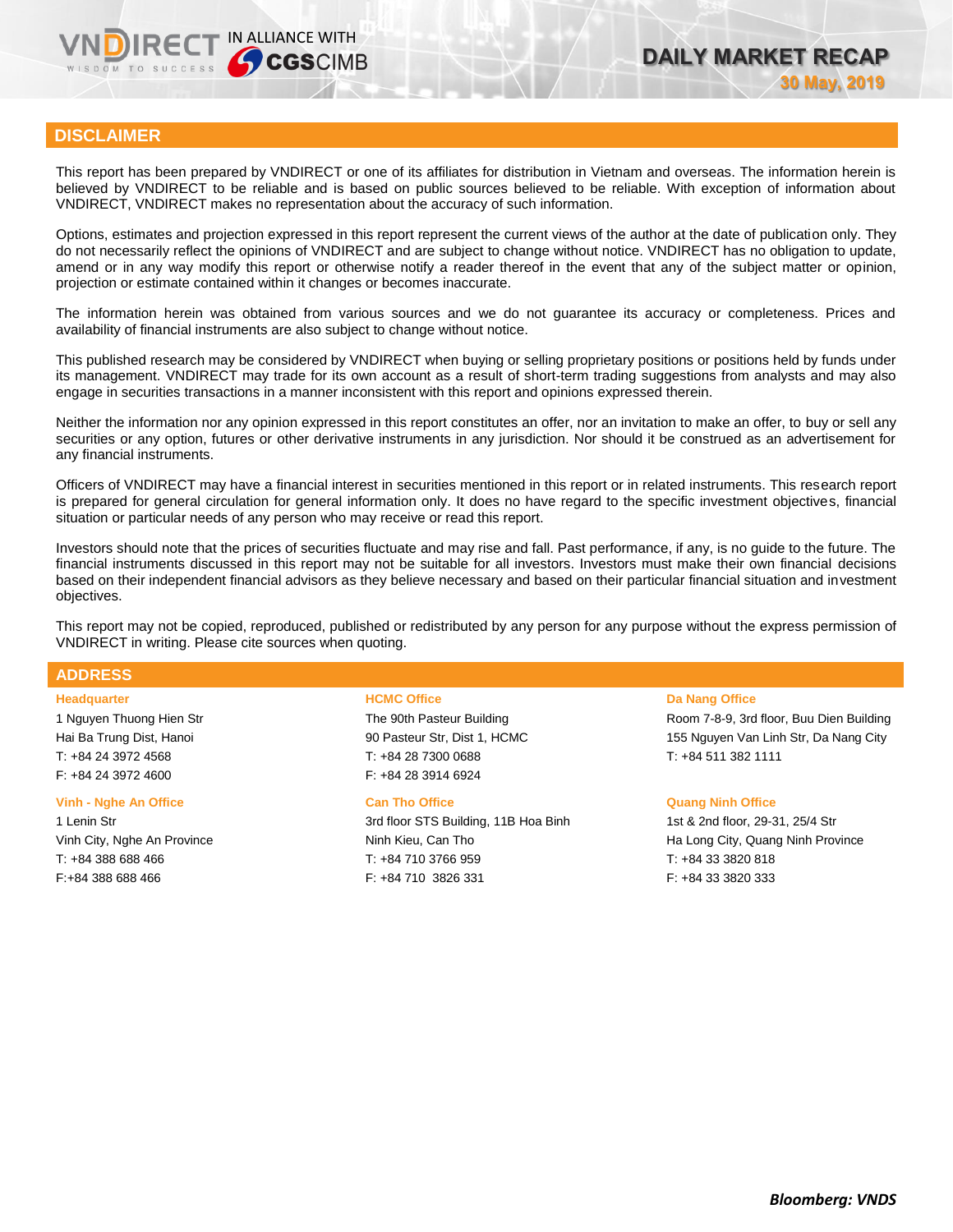## DISCLAIMER

This report has been prepared by VNDIRECT or one of its affiliates for distribution in Vietnam and overseas. The information herein is believed by VNDIRECT to be reliable and is based on public sources believed to be reliable. With exception of information about VNDIRECT, VNDIRECT makes no representation about the accuracy of such information.

Options, estimates and projection expressed in this report represent the current views of the author at the date of publication only. They do not necessarily reflect the opinions of VNDIRECT and are subject to change without notice. VNDIRECT has no obligation to update, amend or in any way modify this report or otherwise notify a reader thereof in the event that any of the subject matter or opinion, projection or estimate contained within it changes or becomes inaccurate.

The information herein was obtained from various sources and we do not guarantee its accuracy or completeness. Prices and availability of financial instruments are also subject to change without notice.

This published research may be considered by VNDIRECT when buying or selling proprietary positions or positions held by funds under its management. VNDIRECT may trade for its own account as a result of short-term trading suggestions from analysts and may also engage in securities transactions in a manner inconsistent with this report and opinions expressed therein.

Neither the information nor any opinion expressed in this report constitutes an offer, nor an invitation to make an offer, to buy or sell any securities or any option, futures or other derivative instruments in any jurisdiction. Nor should it be construed as an advertisement for any financial instruments.

Officers of VNDIRECT may have a financial interest in securities mentioned in this report or in related instruments. This research report is prepared for general circulation for general information only. It does no have regard to the specific investment objectives, financial situation or particular needs of any person who may receive or read this report.

Investors should note that the prices of securities fluctuate and may rise and fall. Past performance, if any, is no guide to the future. The financial instruments discussed in this report may not be suitable for all investors. Investors must make their own financial decisions based on their independent financial advisors as they believe necessary and based on their particular financial situation and investment objectives.

This report may not be copied, reproduced, published or redistributed by any person for any purpose without the express permission of VNDIRECT in writing. Please cite sources when quoting.

## ADDRESS

**Headquarter**
1 Nguyen Thuong Hien Str
Hai Ba Trung Dist, Hanoi
T: +84 24 3972 4568
F: +84 24 3972 4600

**HCMC Office**
The 90th Pasteur Building
90 Pasteur Str, Dist 1, HCMC
T: +84 28 7300 0688
F: +84 28 3914 6924

**Da Nang Office**
Room 7-8-9, 3rd floor, Buu Dien Building
155 Nguyen Van Linh Str, Da Nang City
T: +84 511 382 1111

**Vinh - Nghe An Office**
1 Lenin Str
Vinh City, Nghe An Province
T: +84 388 688 466
F:+84 388 688 466

**Can Tho Office**
3rd floor STS Building, 11B Hoa Binh
Ninh Kieu, Can Tho
T: +84 710 3766 959
F: +84 710 3826 331

**Quang Ninh Office**
1st & 2nd floor, 29-31, 25/4 Str
Ha Long City, Quang Ninh Province
T: +84 33 3820 818
F: +84 33 3820 333

***Bloomberg: VNDS***